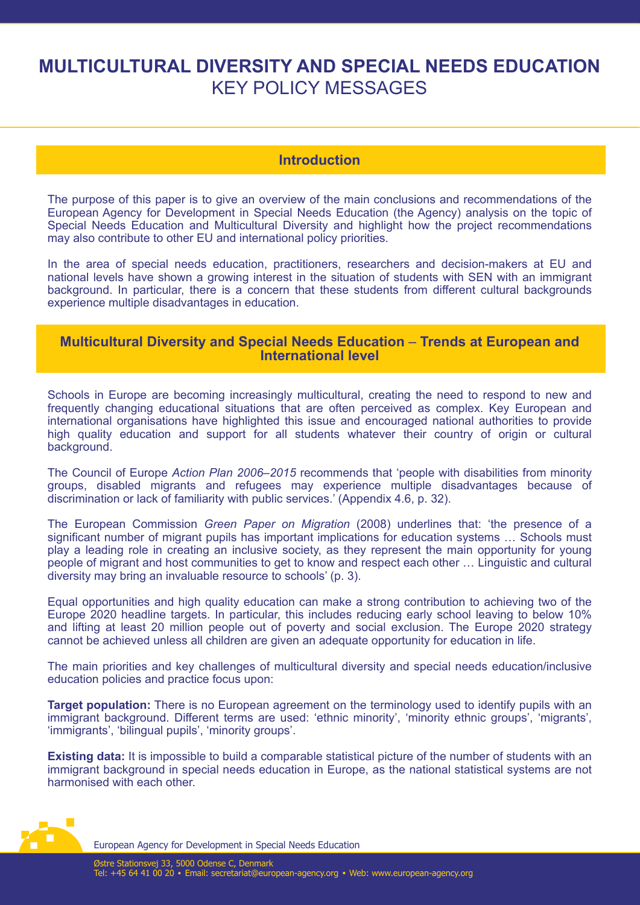# MULTICULTURAL DIVERSITY AND SPECIAL NEEDS EDUCATION
## KEY POLICY MESSAGES

## Introduction

The purpose of this paper is to give an overview of the main conclusions and recommendations of the European Agency for Development in Special Needs Education (the Agency) analysis on the topic of Special Needs Education and Multicultural Diversity and highlight how the project recommendations may also contribute to other EU and international policy priorities.

In the area of special needs education, practitioners, researchers and decision-makers at EU and national levels have shown a growing interest in the situation of students with SEN with an immigrant background. In particular, there is a concern that these students from different cultural backgrounds experience multiple disadvantages in education.

## Multicultural Diversity and Special Needs Education – Trends at European and International level

Schools in Europe are becoming increasingly multicultural, creating the need to respond to new and frequently changing educational situations that are often perceived as complex. Key European and international organisations have highlighted this issue and encouraged national authorities to provide high quality education and support for all students whatever their country of origin or cultural background.

The Council of Europe *Action Plan 2006–2015* recommends that 'people with disabilities from minority groups, disabled migrants and refugees may experience multiple disadvantages because of discrimination or lack of familiarity with public services.' (Appendix 4.6, p. 32).

The European Commission *Green Paper on Migration* (2008) underlines that: 'the presence of a significant number of migrant pupils has important implications for education systems … Schools must play a leading role in creating an inclusive society, as they represent the main opportunity for young people of migrant and host communities to get to know and respect each other … Linguistic and cultural diversity may bring an invaluable resource to schools' (p. 3).

Equal opportunities and high quality education can make a strong contribution to achieving two of the Europe 2020 headline targets. In particular, this includes reducing early school leaving to below 10% and lifting at least 20 million people out of poverty and social exclusion. The Europe 2020 strategy cannot be achieved unless all children are given an adequate opportunity for education in life.

The main priorities and key challenges of multicultural diversity and special needs education/inclusive education policies and practice focus upon:

**Target population:** There is no European agreement on the terminology used to identify pupils with an immigrant background. Different terms are used: 'ethnic minority', 'minority ethnic groups', 'migrants', 'immigrants', 'bilingual pupils', 'minority groups'.

**Existing data:** It is impossible to build a comparable statistical picture of the number of students with an immigrant background in special needs education in Europe, as the national statistical systems are not harmonised with each other.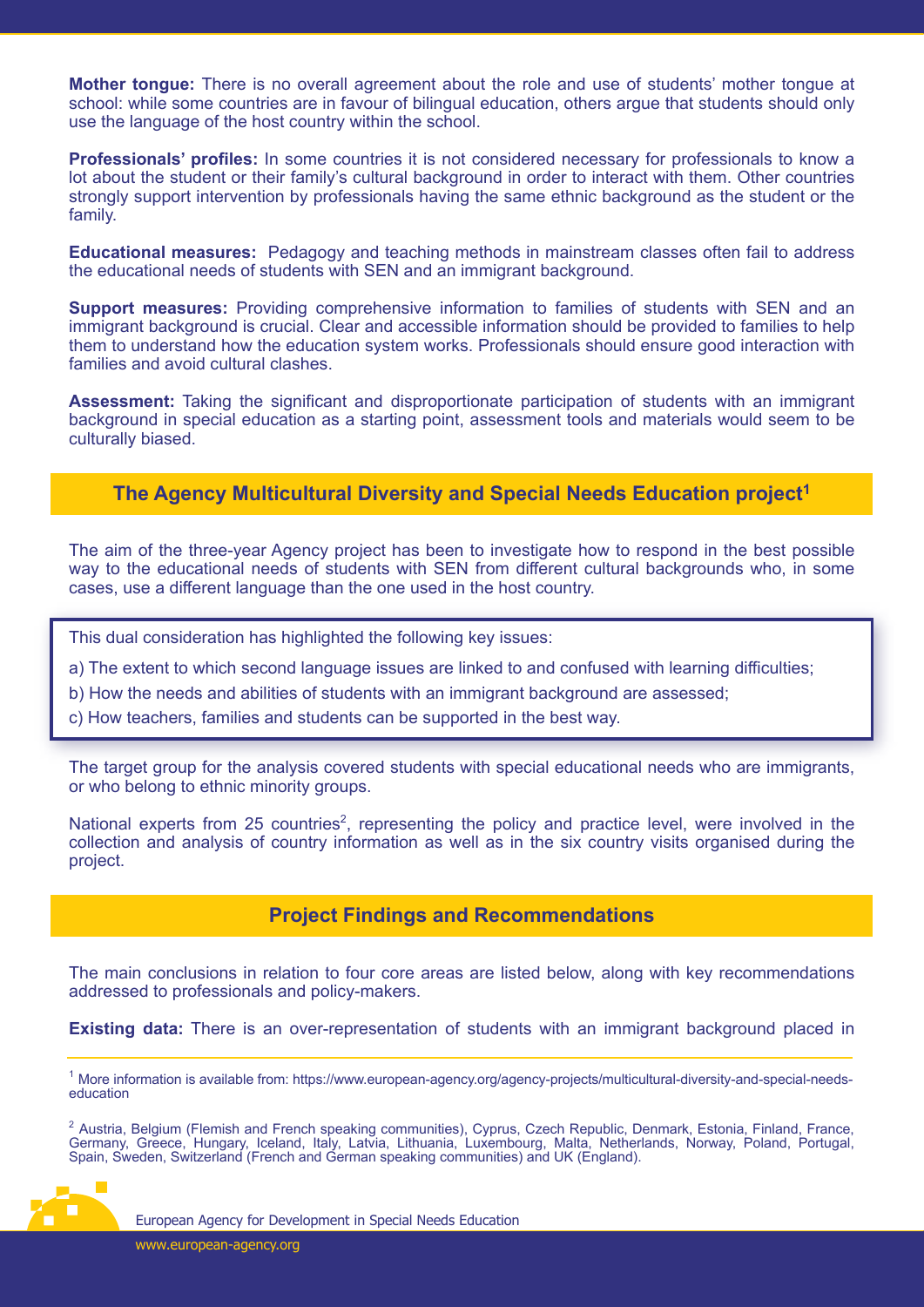**Mother tongue:** There is no overall agreement about the role and use of students' mother tongue at school: while some countries are in favour of bilingual education, others argue that students should only use the language of the host country within the school.

**Professionals' profiles:** In some countries it is not considered necessary for professionals to know a lot about the student or their family's cultural background in order to interact with them. Other countries strongly support intervention by professionals having the same ethnic background as the student or the family.

**Educational measures:** Pedagogy and teaching methods in mainstream classes often fail to address the educational needs of students with SEN and an immigrant background.

**Support measures:** Providing comprehensive information to families of students with SEN and an immigrant background is crucial. Clear and accessible information should be provided to families to help them to understand how the education system works. Professionals should ensure good interaction with families and avoid cultural clashes.

**Assessment:** Taking the significant and disproportionate participation of students with an immigrant background in special education as a starting point, assessment tools and materials would seem to be culturally biased.

## The Agency Multicultural Diversity and Special Needs Education project[1]

The aim of the three-year Agency project has been to investigate how to respond in the best possible way to the educational needs of students with SEN from different cultural backgrounds who, in some cases, use a different language than the one used in the host country.

This dual consideration has highlighted the following key issues:

a) The extent to which second language issues are linked to and confused with learning difficulties;

b) How the needs and abilities of students with an immigrant background are assessed;

c) How teachers, families and students can be supported in the best way.

The target group for the analysis covered students with special educational needs who are immigrants, or who belong to ethnic minority groups.

National experts from 25 countries[2], representing the policy and practice level, were involved in the collection and analysis of country information as well as in the six country visits organised during the project.

## Project Findings and Recommendations

The main conclusions in relation to four core areas are listed below, along with key recommendations addressed to professionals and policy-makers.

**Existing data:** There is an over-representation of students with an immigrant background placed in

[1] More information is available from: https://www.european-agency.org/agency-projects/multicultural-diversity-and-special-needs-education

[2] Austria, Belgium (Flemish and French speaking communities), Cyprus, Czech Republic, Denmark, Estonia, Finland, France, Germany, Greece, Hungary, Iceland, Italy, Latvia, Lithuania, Luxembourg, Malta, Netherlands, Norway, Poland, Portugal, Spain, Sweden, Switzerland (French and German speaking communities) and UK (England).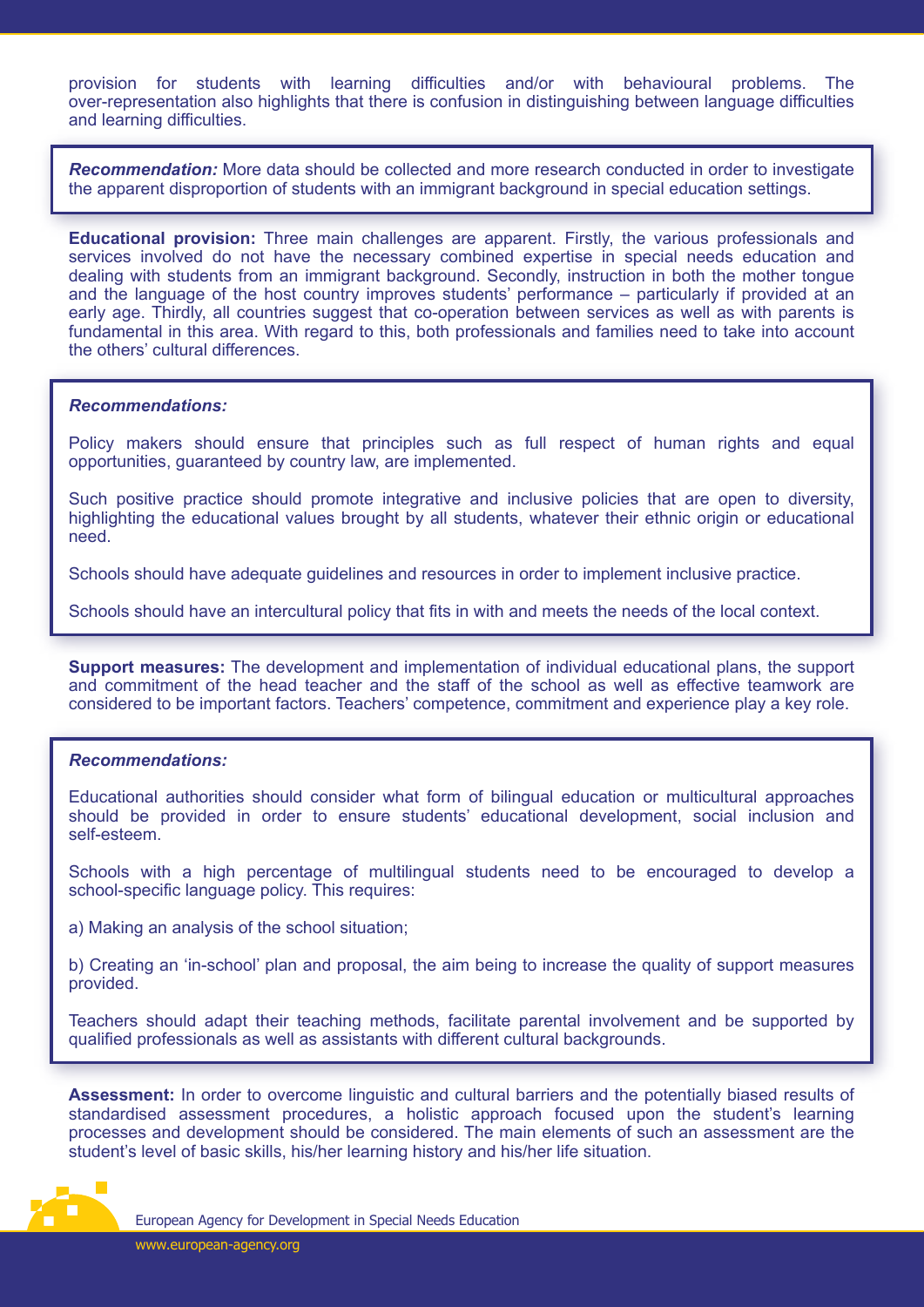provision for students with learning difficulties and/or with behavioural problems. The over-representation also highlights that there is confusion in distinguishing between language difficulties and learning difficulties.

> ***Recommendation:*** More data should be collected and more research conducted in order to investigate the apparent disproportion of students with an immigrant background in special education settings.

**Educational provision:** Three main challenges are apparent. Firstly, the various professionals and services involved do not have the necessary combined expertise in special needs education and dealing with students from an immigrant background. Secondly, instruction in both the mother tongue and the language of the host country improves students' performance – particularly if provided at an early age. Thirdly, all countries suggest that co-operation between services as well as with parents is fundamental in this area. With regard to this, both professionals and families need to take into account the others' cultural differences.

> ***Recommendations:***
>
> Policy makers should ensure that principles such as full respect of human rights and equal opportunities, guaranteed by country law, are implemented.
>
> Such positive practice should promote integrative and inclusive policies that are open to diversity, highlighting the educational values brought by all students, whatever their ethnic origin or educational need.
>
> Schools should have adequate guidelines and resources in order to implement inclusive practice.
>
> Schools should have an intercultural policy that fits in with and meets the needs of the local context.

**Support measures:** The development and implementation of individual educational plans, the support and commitment of the head teacher and the staff of the school as well as effective teamwork are considered to be important factors. Teachers' competence, commitment and experience play a key role.

> ***Recommendations:***
>
> Educational authorities should consider what form of bilingual education or multicultural approaches should be provided in order to ensure students' educational development, social inclusion and self-esteem.
>
> Schools with a high percentage of multilingual students need to be encouraged to develop a school-specific language policy. This requires:
>
> a) Making an analysis of the school situation;
>
> b) Creating an 'in-school' plan and proposal, the aim being to increase the quality of support measures provided.
>
> Teachers should adapt their teaching methods, facilitate parental involvement and be supported by qualified professionals as well as assistants with different cultural backgrounds.

**Assessment:** In order to overcome linguistic and cultural barriers and the potentially biased results of standardised assessment procedures, a holistic approach focused upon the student's learning processes and development should be considered. The main elements of such an assessment are the student's level of basic skills, his/her learning history and his/her life situation.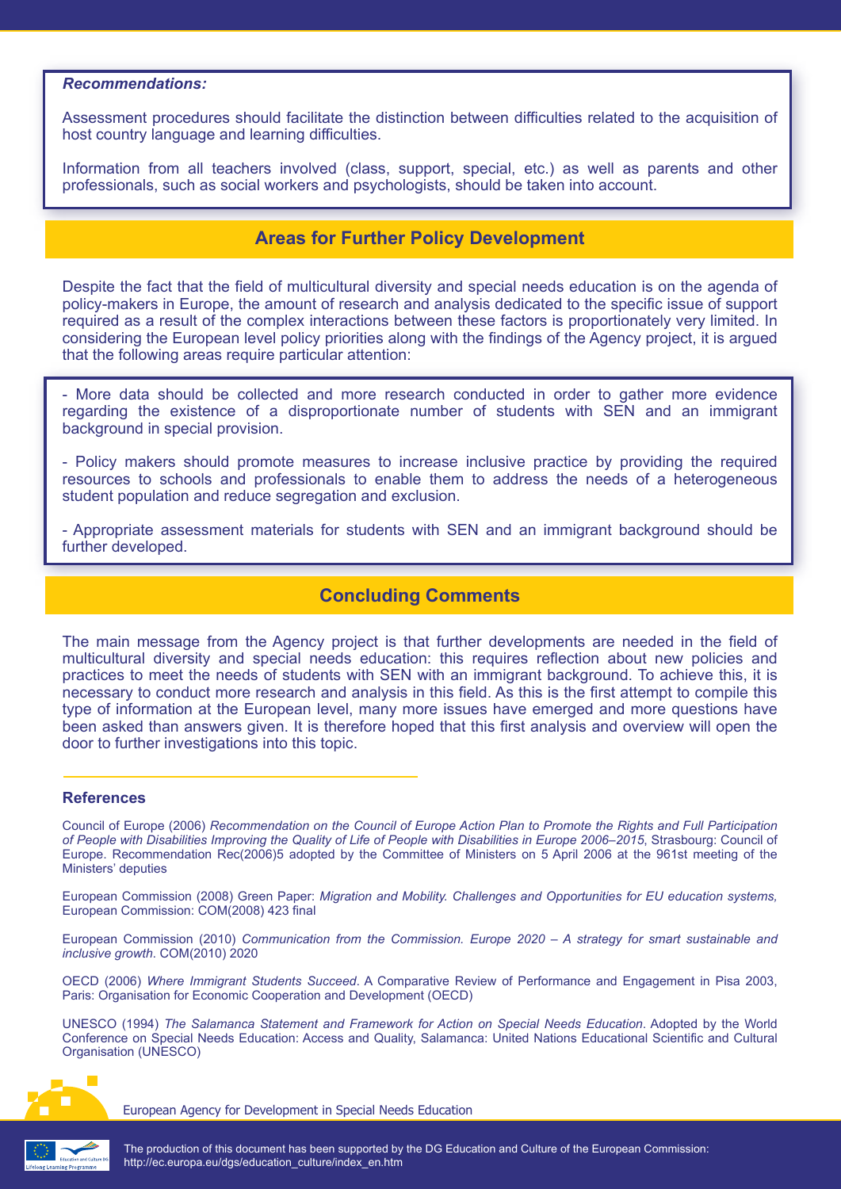*Recommendations:*

Assessment procedures should facilitate the distinction between difficulties related to the acquisition of host country language and learning difficulties.

Information from all teachers involved (class, support, special, etc.) as well as parents and other professionals, such as social workers and psychologists, should be taken into account.

## Areas for Further Policy Development

Despite the fact that the field of multicultural diversity and special needs education is on the agenda of policy-makers in Europe, the amount of research and analysis dedicated to the specific issue of support required as a result of the complex interactions between these factors is proportionately very limited. In considering the European level policy priorities along with the findings of the Agency project, it is argued that the following areas require particular attention:

- More data should be collected and more research conducted in order to gather more evidence regarding the existence of a disproportionate number of students with SEN and an immigrant background in special provision.

- Policy makers should promote measures to increase inclusive practice by providing the required resources to schools and professionals to enable them to address the needs of a heterogeneous student population and reduce segregation and exclusion.

- Appropriate assessment materials for students with SEN and an immigrant background should be further developed.

## Concluding Comments

The main message from the Agency project is that further developments are needed in the field of multicultural diversity and special needs education: this requires reflection about new policies and practices to meet the needs of students with SEN with an immigrant background. To achieve this, it is necessary to conduct more research and analysis in this field. As this is the first attempt to compile this type of information at the European level, many more issues have emerged and more questions have been asked than answers given. It is therefore hoped that this first analysis and overview will open the door to further investigations into this topic.

### References

Council of Europe (2006) *Recommendation on the Council of Europe Action Plan to Promote the Rights and Full Participation of People with Disabilities Improving the Quality of Life of People with Disabilities in Europe 2006–2015*, Strasbourg: Council of Europe. Recommendation Rec(2006)5 adopted by the Committee of Ministers on 5 April 2006 at the 961st meeting of the Ministers' deputies

European Commission (2008) Green Paper: *Migration and Mobility. Challenges and Opportunities for EU education systems,* European Commission: COM(2008) 423 final

European Commission (2010) *Communication from the Commission. Europe 2020 – A strategy for smart sustainable and inclusive growth.* COM(2010) 2020

OECD (2006) *Where Immigrant Students Succeed*. A Comparative Review of Performance and Engagement in Pisa 2003, Paris: Organisation for Economic Cooperation and Development (OECD)

UNESCO (1994) *The Salamanca Statement and Framework for Action on Special Needs Education*. Adopted by the World Conference on Special Needs Education: Access and Quality, Salamanca: United Nations Educational Scientific and Cultural Organisation (UNESCO)

European Agency for Development in Special Needs Education

The production of this document has been supported by the DG Education and Culture of the European Commission: http://ec.europa.eu/dgs/education_culture/index_en.htm